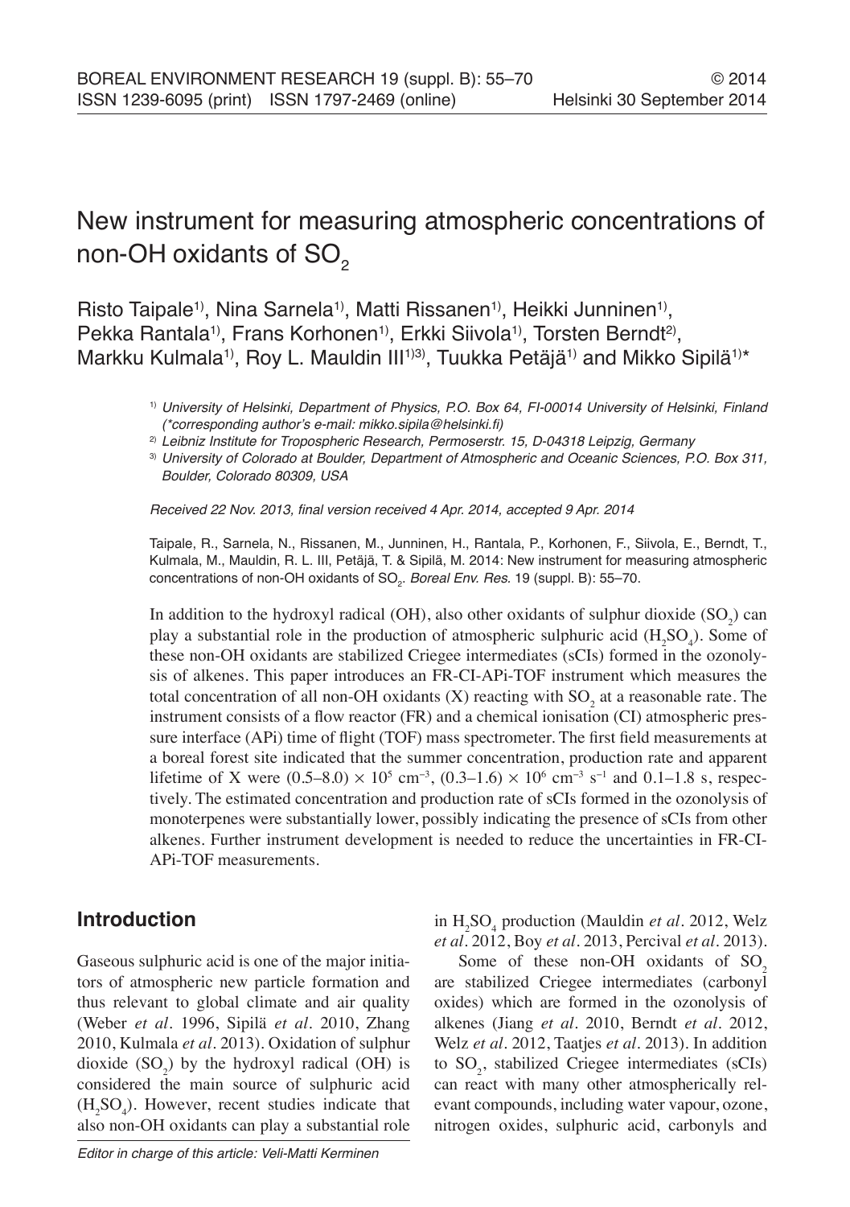# New instrument for measuring atmospheric concentrations of non-OH oxidants of $SO_2$

Risto Taipale[1)], Nina Sarnela[1)], Matti Rissanen[1)], Heikki Junninen[1)], Pekka Rantala[1)], Frans Korhonen[1)], Erkki Siivola[1)], Torsten Berndt[2)], Markku Kulmala[1)], Roy L. Mauldin III[1)3)], Tuukka Petäjä[1)] and Mikko Sipilä[1)]*

[1)] *University of Helsinki, Department of Physics, P.O. Box 64, FI-00014 University of Helsinki, Finland (*corresponding author's e-mail: mikko.sipila@helsinki.fi)*

[2)] *Leibniz Institute for Tropospheric Research, Permoserstr. 15, D-04318 Leipzig, Germany*

[3)] *University of Colorado at Boulder, Department of Atmospheric and Oceanic Sciences, P.O. Box 311, Boulder, Colorado 80309, USA*

*Received 22 Nov. 2013, final version received 4 Apr. 2014, accepted 9 Apr. 2014*

Taipale, R., Sarnela, N., Rissanen, M., Junninen, H., Rantala, P., Korhonen, F., Siivola, E., Berndt, T., Kulmala, M., Mauldin, R. L. III, Petäjä, T. & Sipilä, M. 2014: New instrument for measuring atmospheric concentrations of non-OH oxidants of $SO_2$. *Boreal Env. Res.* 19 (suppl. B): 55–70.

In addition to the hydroxyl radical (OH), also other oxidants of sulphur dioxide ($SO_2$) can play a substantial role in the production of atmospheric sulphuric acid ($H_2SO_4$). Some of these non-OH oxidants are stabilized Criegee intermediates (sCIs) formed in the ozonolysis of alkenes. This paper introduces an FR-CI-APi-TOF instrument which measures the total concentration of all non-OH oxidants (X) reacting with $SO_2$ at a reasonable rate. The instrument consists of a flow reactor (FR) and a chemical ionisation (CI) atmospheric pressure interface (APi) time of flight (TOF) mass spectrometer. The first field measurements at a boreal forest site indicated that the summer concentration, production rate and apparent lifetime of X were $(0.5–8.0) \times 10^5$ cm$^{-3}$, $(0.3–1.6) \times 10^6$ cm$^{-3}$ s$^{-1}$ and 0.1–1.8 s, respectively. The estimated concentration and production rate of sCIs formed in the ozonolysis of monoterpenes were substantially lower, possibly indicating the presence of sCIs from other alkenes. Further instrument development is needed to reduce the uncertainties in FR-CI-APi-TOF measurements.

## Introduction

Gaseous sulphuric acid is one of the major initiators of atmospheric new particle formation and thus relevant to global climate and air quality (Weber *et al.* 1996, Sipilä *et al.* 2010, Zhang 2010, Kulmala *et al.* 2013). Oxidation of sulphur dioxide ($SO_2$) by the hydroxyl radical (OH) is considered the main source of sulphuric acid ($H_2SO_4$). However, recent studies indicate that also non-OH oxidants can play a substantial role in $H_2SO_4$ production (Mauldin *et al.* 2012, Welz *et al.* 2012, Boy *et al.* 2013, Percival *et al.* 2013).

Some of these non-OH oxidants of $SO_2$ are stabilized Criegee intermediates (carbonyl oxides) which are formed in the ozonolysis of alkenes (Jiang *et al.* 2010, Berndt *et al.* 2012, Welz *et al.* 2012, Taatjes *et al.* 2013). In addition to $SO_2$, stabilized Criegee intermediates (sCIs) can react with many other atmospherically relevant compounds, including water vapour, ozone, nitrogen oxides, sulphuric acid, carbonyls and

Editor in charge of this article: Veli-Matti Kerminen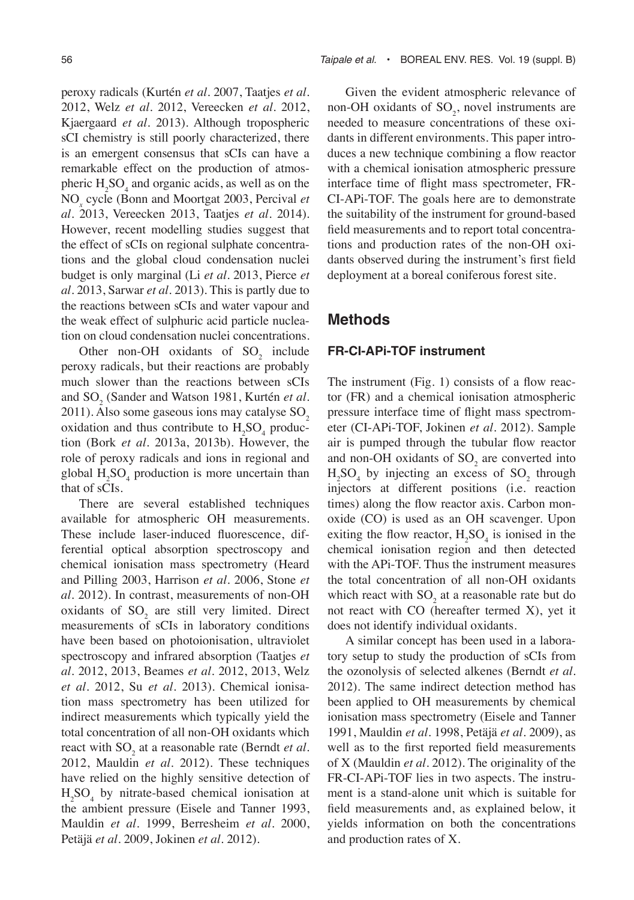peroxy radicals (Kurtén *et al*. 2007, Taatjes *et al*. 2012, Welz *et al*. 2012, Vereecken *et al*. 2012, Kjaergaard *et al*. 2013). Although tropospheric sCI chemistry is still poorly characterized, there is an emergent consensus that sCIs can have a remarkable effect on the production of atmospheric $H_2SO_4$ and organic acids, as well as on the $NO_x$ cycle (Bonn and Moortgat 2003, Percival *et al*. 2013, Vereecken 2013, Taatjes *et al*. 2014). However, recent modelling studies suggest that the effect of sCIs on regional sulphate concentrations and the global cloud condensation nuclei budget is only marginal (Li *et al*. 2013, Pierce *et al*. 2013, Sarwar *et al*. 2013). This is partly due to the reactions between sCIs and water vapour and the weak effect of sulphuric acid particle nucleation on cloud condensation nuclei concentrations.

Other non-OH oxidants of $SO_2$ include peroxy radicals, but their reactions are probably much slower than the reactions between sCIs and $SO_2$ (Sander and Watson 1981, Kurtén *et al*. 2011). Also some gaseous ions may catalyse $SO_2$ oxidation and thus contribute to $H_2SO_4$ production (Bork *et al*. 2013a, 2013b). However, the role of peroxy radicals and ions in regional and global $H_2SO_4$ production is more uncertain than that of sCIs.

There are several established techniques available for atmospheric OH measurements. These include laser-induced fluorescence, differential optical absorption spectroscopy and chemical ionisation mass spectrometry (Heard and Pilling 2003, Harrison *et al*. 2006, Stone *et al*. 2012). In contrast, measurements of non-OH oxidants of $SO_2$ are still very limited. Direct measurements of sCIs in laboratory conditions have been based on photoionisation, ultraviolet spectroscopy and infrared absorption (Taatjes *et al*. 2012, 2013, Beames *et al*. 2012, 2013, Welz *et al*. 2012, Su *et al*. 2013). Chemical ionisation mass spectrometry has been utilized for indirect measurements which typically yield the total concentration of all non-OH oxidants which react with $SO_2$ at a reasonable rate (Berndt *et al*. 2012, Mauldin *et al*. 2012). These techniques have relied on the highly sensitive detection of $H_2SO_4$ by nitrate-based chemical ionisation at the ambient pressure (Eisele and Tanner 1993, Mauldin *et al*. 1999, Berresheim *et al*. 2000, Petäjä *et al*. 2009, Jokinen *et al*. 2012).

Given the evident atmospheric relevance of non-OH oxidants of $SO_2$, novel instruments are needed to measure concentrations of these oxidants in different environments. This paper introduces a new technique combining a flow reactor with a chemical ionisation atmospheric pressure interface time of flight mass spectrometer, FR-CI-APi-TOF. The goals here are to demonstrate the suitability of the instrument for ground-based field measurements and to report total concentrations and production rates of the non-OH oxidants observed during the instrument's first field deployment at a boreal coniferous forest site.

## Methods

### FR-CI-APi-TOF instrument

The instrument (Fig. 1) consists of a flow reactor (FR) and a chemical ionisation atmospheric pressure interface time of flight mass spectrometer (CI-APi-TOF, Jokinen *et al*. 2012). Sample air is pumped through the tubular flow reactor and non-OH oxidants of $SO_2$ are converted into $H_2SO_4$ by injecting an excess of $SO_2$ through injectors at different positions (i.e. reaction times) along the flow reactor axis. Carbon monoxide (CO) is used as an OH scavenger. Upon exiting the flow reactor, $H_2SO_4$ is ionised in the chemical ionisation region and then detected with the APi-TOF. Thus the instrument measures the total concentration of all non-OH oxidants which react with $SO_2$ at a reasonable rate but do not react with CO (hereafter termed X), yet it does not identify individual oxidants.

A similar concept has been used in a laboratory setup to study the production of sCIs from the ozonolysis of selected alkenes (Berndt *et al*. 2012). The same indirect detection method has been applied to OH measurements by chemical ionisation mass spectrometry (Eisele and Tanner 1991, Mauldin *et al*. 1998, Petäjä *et al*. 2009), as well as to the first reported field measurements of X (Mauldin *et al*. 2012). The originality of the FR-CI-APi-TOF lies in two aspects. The instrument is a stand-alone unit which is suitable for field measurements and, as explained below, it yields information on both the concentrations and production rates of X.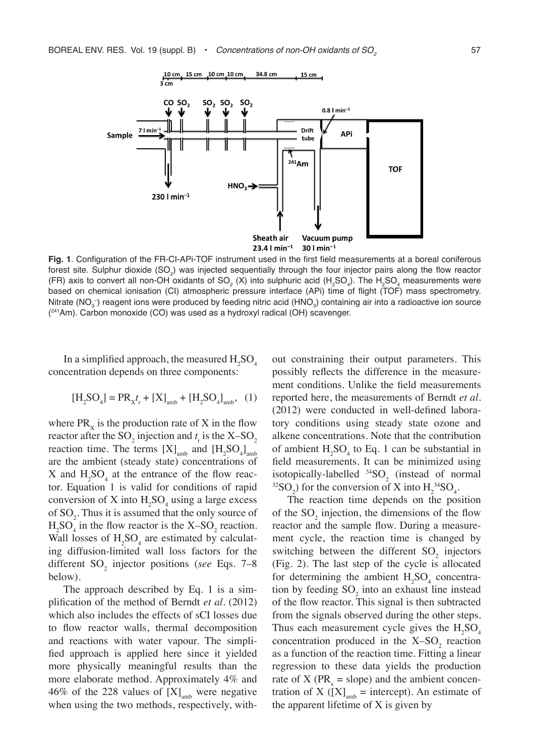**Fig. 1**. Configuration of the FR-CI-APi-TOF instrument used in the first field measurements at a boreal coniferous forest site. Sulphur dioxide ($SO_2$) was injected sequentially through the four injector pairs along the flow reactor (FR) axis to convert all non-OH oxidants of $SO_2$ (X) into sulphuric acid ($H_2SO_4$). The $H_2SO_4$ measurements were based on chemical ionisation (CI) atmospheric pressure interface (APi) time of flight (TOF) mass spectrometry. Nitrate ($NO_3^-$) reagent ions were produced by feeding nitric acid ($HNO_3$) containing air into a radioactive ion source ($^{241}$Am). Carbon monoxide (CO) was used as a hydroxyl radical (OH) scavenger.

In a simplified approach, the measured $H_2SO_4$ concentration depends on three components:

$$[H_2SO_4] = PR_X t_r + [X]_{amb} + [H_2SO_4]_{amb}, \quad (1)$$

where $PR_X$ is the production rate of X in the flow reactor after the $SO_2$ injection and $t_r$ is the X–$SO_2$ reaction time. The terms $[X]_{amb}$ and $[H_2SO_4]_{amb}$ are the ambient (steady state) concentrations of X and $H_2SO_4$ at the entrance of the flow reactor. Equation 1 is valid for conditions of rapid conversion of X into $H_2SO_4$ using a large excess of $SO_2$. Thus it is assumed that the only source of $H_2SO_4$ in the flow reactor is the X–$SO_2$ reaction. Wall losses of $H_2SO_4$ are estimated by calculating diffusion-limited wall loss factors for the different $SO_2$ injector positions (*see* Eqs. 7–8 below).

The approach described by Eq. 1 is a simplification of the method of Berndt *et al*. (2012) which also includes the effects of sCI losses due to flow reactor walls, thermal decomposition and reactions with water vapour. The simplified approach is applied here since it yielded more physically meaningful results than the more elaborate method. Approximately 4% and 46% of the 228 values of $[X]_{amb}$ were negative when using the two methods, respectively, without constraining their output parameters. This possibly reflects the difference in the measurement conditions. Unlike the field measurements reported here, the measurements of Berndt *et al*. (2012) were conducted in well-defined laboratory conditions using steady state ozone and alkene concentrations. Note that the contribution of ambient $H_2SO_4$ to Eq. 1 can be substantial in field measurements. It can be minimized using isotopically-labelled $^{34}SO_2$ (instead of normal $^{32}SO_2$) for the conversion of X into $H_2{}^{34}SO_4$.

The reaction time depends on the position of the $SO_2$ injection, the dimensions of the flow reactor and the sample flow. During a measurement cycle, the reaction time is changed by switching between the different $SO_2$ injectors (Fig. 2). The last step of the cycle is allocated for determining the ambient $H_2SO_4$ concentration by feeding $SO_2$ into an exhaust line instead of the flow reactor. This signal is then subtracted from the signals observed during the other steps. Thus each measurement cycle gives the $H_2SO_4$ concentration produced in the X–$SO_2$ reaction as a function of the reaction time. Fitting a linear regression to these data yields the production rate of X ($PR_x$ = slope) and the ambient concentration of X ($[X]_{amb}$ = intercept). An estimate of the apparent lifetime of X is given by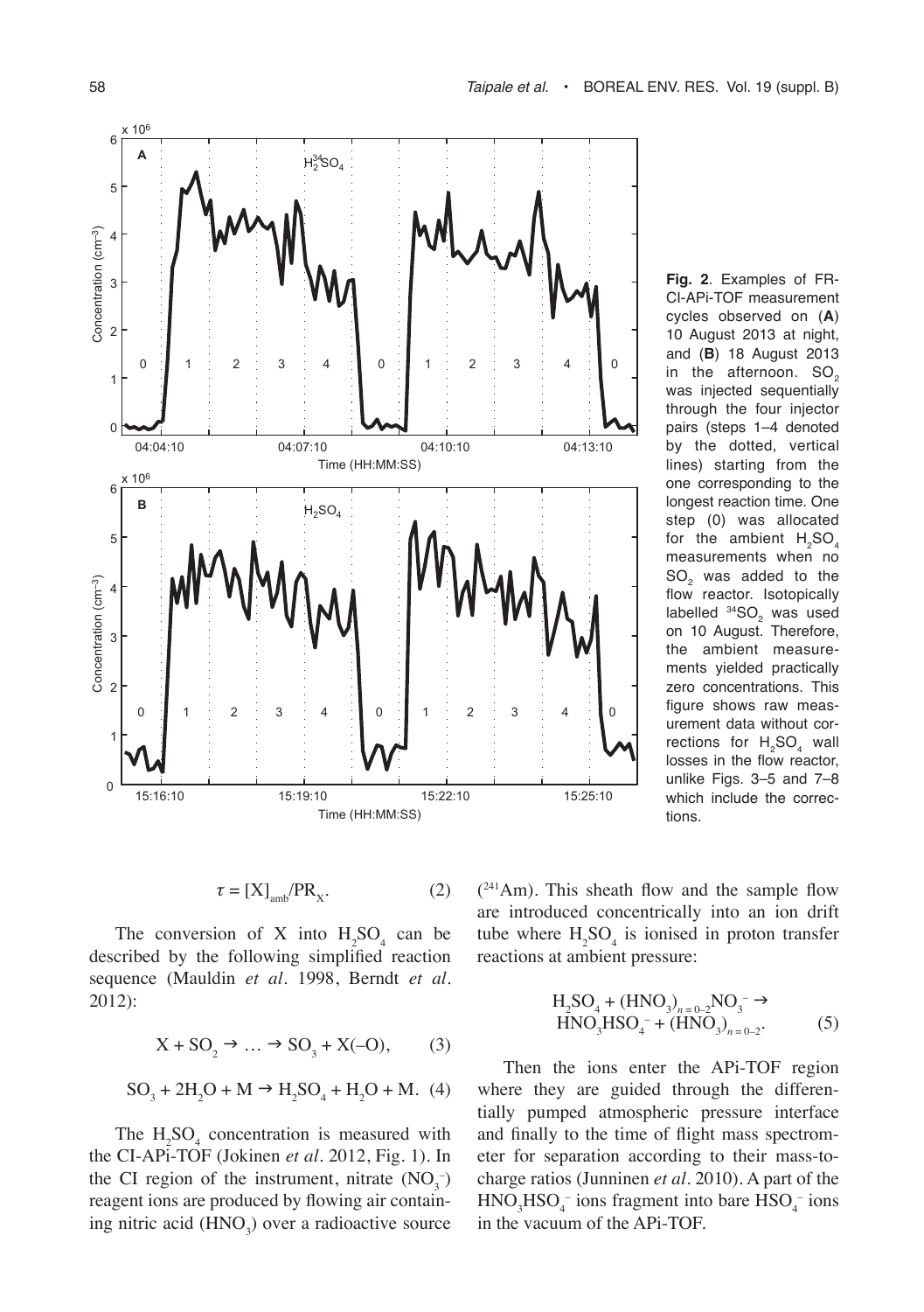**Fig. 2**. Examples of FR-CI-APi-TOF measurement cycles observed on (**A**) 10 August 2013 at night, and (**B**) 18 August 2013 in the afternoon. $SO_2$ was injected sequentially through the four injector pairs (steps 1–4 denoted by the dotted, vertical lines) starting from the one corresponding to the longest reaction time. One step (0) was allocated for the ambient $H_2SO_4$ measurements when no $SO_2$ was added to the flow reactor. Isotopically labelled $^{34}SO_2$ was used on 10 August. Therefore, the ambient measurements yielded practically zero concentrations. This figure shows raw measurement data without corrections for $H_2SO_4$ wall losses in the flow reactor, unlike Figs. 3–5 and 7–8 which include the corrections.

$$\tau = [X]_{amb}/PR_X. \quad (2)$$

The conversion of X into $H_2SO_4$ can be described by the following simplified reaction sequence (Mauldin *et al*. 1998, Berndt *et al*. 2012):

$$X + SO_2 \rightarrow \ldots \rightarrow SO_3 + X(–O), \quad (3)$$

$$SO_3 + 2H_2O + M \rightarrow H_2SO_4 + H_2O + M. \quad (4)$$

The $H_2SO_4$ concentration is measured with the CI-APi-TOF (Jokinen *et al*. 2012, Fig. 1). In the CI region of the instrument, nitrate ($NO_3^-$) reagent ions are produced by flowing air containing nitric acid ($HNO_3$) over a radioactive source ($^{241}Am$). This sheath flow and the sample flow are introduced concentrically into an ion drift tube where $H_2SO_4$ is ionised in proton transfer reactions at ambient pressure:

$$H_2SO_4 + (HNO_3)_{n=0–2}NO_3^- \rightarrow HNO_3HSO_4^- + (HNO_3)_{n=0–2}. \quad (5)$$

Then the ions enter the APi-TOF region where they are guided through the differentially pumped atmospheric pressure interface and finally to the time of flight mass spectrometer for separation according to their mass-to-charge ratios (Junninen *et al*. 2010). A part of the $HNO_3HSO_4^-$ ions fragment into bare $HSO_4^-$ ions in the vacuum of the APi-TOF.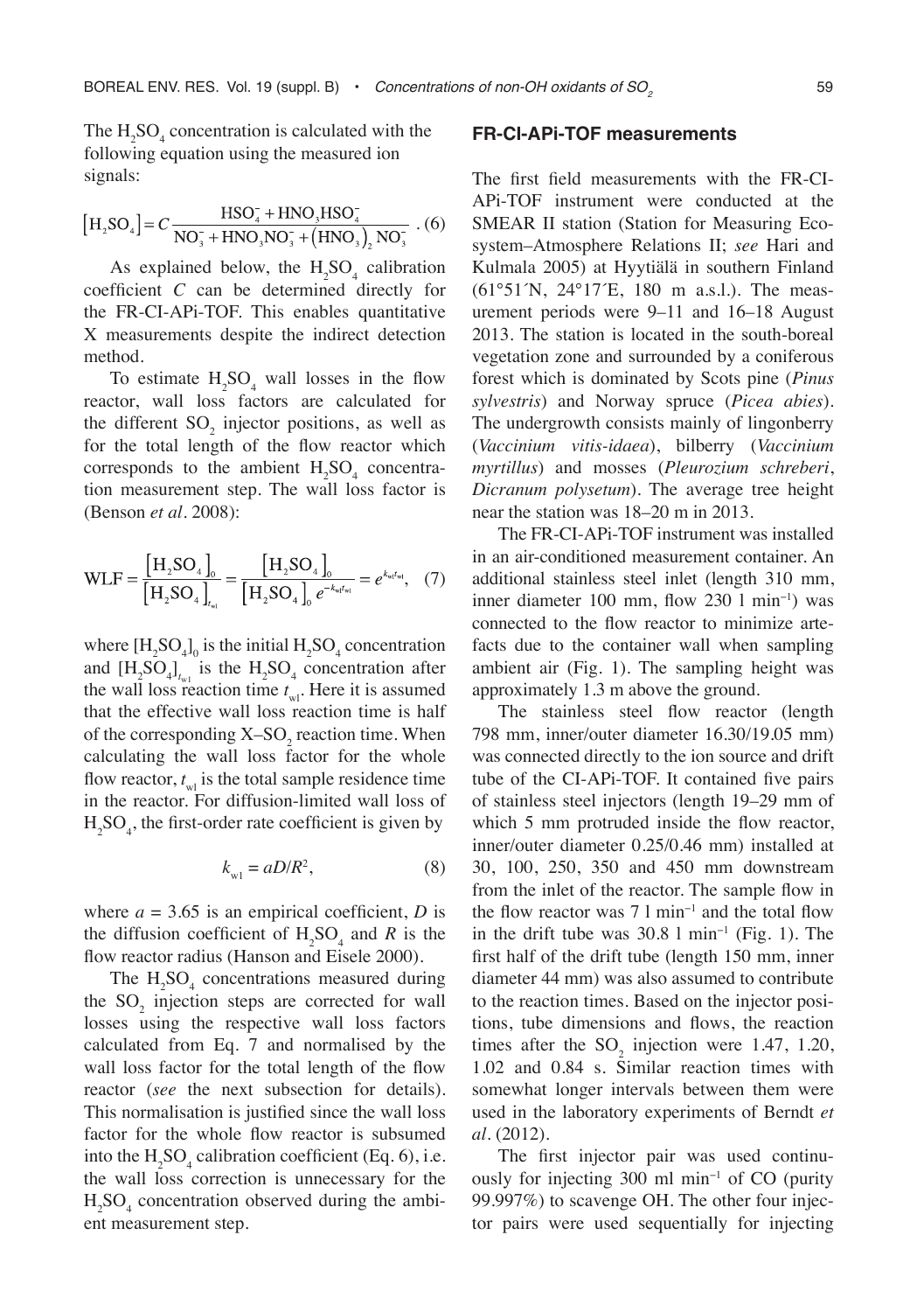The $H_2SO_4$ concentration is calculated with the following equation using the measured ion signals:

$$\left[\mathrm{H_2SO_4}\right] = C\frac{\mathrm{HSO_4^-} + \mathrm{HNO_3HSO_4^-}}{\mathrm{NO_3^-} + \mathrm{HNO_3NO_3^-} + \left(\mathrm{HNO_3}\right)_2\mathrm{NO_3^-}}\ . \quad (6)$$

As explained below, the $H_2SO_4$ calibration coefficient $C$ can be determined directly for the FR-CI-APi-TOF. This enables quantitative X measurements despite the indirect detection method.

To estimate $H_2SO_4$ wall losses in the flow reactor, wall loss factors are calculated for the different $SO_2$ injector positions, as well as for the total length of the flow reactor which corresponds to the ambient $H_2SO_4$ concentration measurement step. The wall loss factor is (Benson *et al*. 2008):

$$\mathrm{WLF} = \frac{\left[\mathrm{H_2SO_4}\right]_0}{\left[\mathrm{H_2SO_4}\right]_{t_{\mathrm{wl}}}} = \frac{\left[\mathrm{H_2SO_4}\right]_0}{\left[\mathrm{H_2SO_4}\right]_0 e^{-k_{\mathrm{wl}}t_{\mathrm{wl}}}} = e^{k_{\mathrm{wl}}t_{\mathrm{wl}}}, \quad (7)$$

where $[H_2SO_4]_0$ is the initial $H_2SO_4$ concentration and $[H_2SO_4]_{t_{wl}}$ is the $H_2SO_4$ concentration after the wall loss reaction time $t_{wl}$. Here it is assumed that the effective wall loss reaction time is half of the corresponding X–$SO_2$ reaction time. When calculating the wall loss factor for the whole flow reactor, $t_{wl}$ is the total sample residence time in the reactor. For diffusion-limited wall loss of $H_2SO_4$, the first-order rate coefficient is given by

$$k_{\mathrm{wl}} = aD/R^2, \quad (8)$$

where $a = 3.65$ is an empirical coefficient, $D$ is the diffusion coefficient of $H_2SO_4$ and $R$ is the flow reactor radius (Hanson and Eisele 2000).

The $H_2SO_4$ concentrations measured during the $SO_2$ injection steps are corrected for wall losses using the respective wall loss factors calculated from Eq. 7 and normalised by the wall loss factor for the total length of the flow reactor (*see* the next subsection for details). This normalisation is justified since the wall loss factor for the whole flow reactor is subsumed into the $H_2SO_4$ calibration coefficient (Eq. 6), i.e. the wall loss correction is unnecessary for the $H_2SO_4$ concentration observed during the ambient measurement step.

## FR-CI-APi-TOF measurements

The first field measurements with the FR-CI-APi-TOF instrument were conducted at the SMEAR II station (Station for Measuring Ecosystem–Atmosphere Relations II; *see* Hari and Kulmala 2005) at Hyytiälä in southern Finland (61°51´N, 24°17´E, 180 m a.s.l.). The measurement periods were 9–11 and 16–18 August 2013. The station is located in the south-boreal vegetation zone and surrounded by a coniferous forest which is dominated by Scots pine (*Pinus sylvestris*) and Norway spruce (*Picea abies*). The undergrowth consists mainly of lingonberry (*Vaccinium vitis-idaea*), bilberry (*Vaccinium myrtillus*) and mosses (*Pleurozium schreberi*, *Dicranum polysetum*). The average tree height near the station was 18–20 m in 2013.

The FR-CI-APi-TOF instrument was installed in an air-conditioned measurement container. An additional stainless steel inlet (length 310 mm, inner diameter 100 mm, flow 230 l min$^{-1}$) was connected to the flow reactor to minimize artefacts due to the container wall when sampling ambient air (Fig. 1). The sampling height was approximately 1.3 m above the ground.

The stainless steel flow reactor (length 798 mm, inner/outer diameter 16.30/19.05 mm) was connected directly to the ion source and drift tube of the CI-APi-TOF. It contained five pairs of stainless steel injectors (length 19–29 mm of which 5 mm protruded inside the flow reactor, inner/outer diameter 0.25/0.46 mm) installed at 30, 100, 250, 350 and 450 mm downstream from the inlet of the reactor. The sample flow in the flow reactor was 7 l min$^{-1}$ and the total flow in the drift tube was 30.8 l min$^{-1}$ (Fig. 1). The first half of the drift tube (length 150 mm, inner diameter 44 mm) was also assumed to contribute to the reaction times. Based on the injector positions, tube dimensions and flows, the reaction times after the $SO_2$ injection were 1.47, 1.20, 1.02 and 0.84 s. Similar reaction times with somewhat longer intervals between them were used in the laboratory experiments of Berndt *et al*. (2012).

The first injector pair was used continuously for injecting 300 ml min$^{-1}$ of CO (purity 99.997%) to scavenge OH. The other four injector pairs were used sequentially for injecting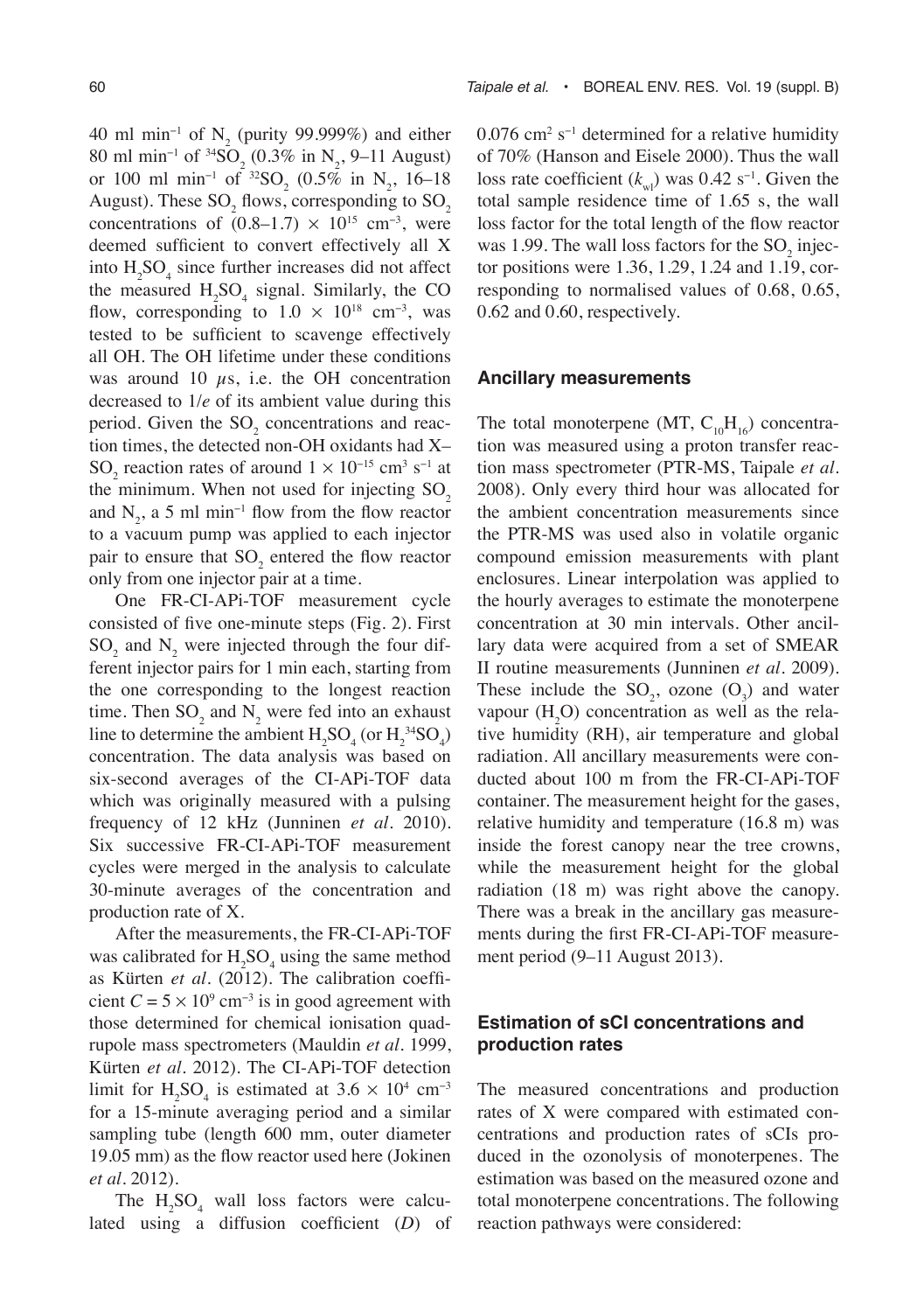40 ml min$^{-1}$ of $N_2$ (purity 99.999%) and either 80 ml min$^{-1}$ of $^{34}SO_2$ (0.3% in $N_2$, 9–11 August) or 100 ml min$^{-1}$ of $^{32}SO_2$ (0.5% in $N_2$, 16–18 August). These $SO_2$ flows, corresponding to $SO_2$ concentrations of $(0.8–1.7) \times 10^{15}$ cm$^{-3}$, were deemed sufficient to convert effectively all X into $H_2SO_4$ since further increases did not affect the measured $H_2SO_4$ signal. Similarly, the CO flow, corresponding to $1.0 \times 10^{18}$ cm$^{-3}$, was tested to be sufficient to scavenge effectively all OH. The OH lifetime under these conditions was around 10 $\mu$s, i.e. the OH concentration decreased to 1/*e* of its ambient value during this period. Given the $SO_2$ concentrations and reaction times, the detected non-OH oxidants had X–$SO_2$ reaction rates of around $1 \times 10^{-15}$ cm$^3$ s$^{-1}$ at the minimum. When not used for injecting $SO_2$ and $N_2$, a 5 ml min$^{-1}$ flow from the flow reactor to a vacuum pump was applied to each injector pair to ensure that $SO_2$ entered the flow reactor only from one injector pair at a time.

One FR-CI-APi-TOF measurement cycle consisted of five one-minute steps (Fig. 2). First $SO_2$ and $N_2$ were injected through the four different injector pairs for 1 min each, starting from the one corresponding to the longest reaction time. Then $SO_2$ and $N_2$ were fed into an exhaust line to determine the ambient $H_2SO_4$ (or $H_2{}^{34}SO_4$) concentration. The data analysis was based on six-second averages of the CI-APi-TOF data which was originally measured with a pulsing frequency of 12 kHz (Junninen *et al*. 2010). Six successive FR-CI-APi-TOF measurement cycles were merged in the analysis to calculate 30-minute averages of the concentration and production rate of X.

After the measurements, the FR-CI-APi-TOF was calibrated for $H_2SO_4$ using the same method as Kürten *et al*. (2012). The calibration coefficient $C = 5 \times 10^9$ cm$^{-3}$ is in good agreement with those determined for chemical ionisation quadrupole mass spectrometers (Mauldin *et al*. 1999, Kürten *et al*. 2012). The CI-APi-TOF detection limit for $H_2SO_4$ is estimated at $3.6 \times 10^4$ cm$^{-3}$ for a 15-minute averaging period and a similar sampling tube (length 600 mm, outer diameter 19.05 mm) as the flow reactor used here (Jokinen *et al*. 2012).

The $H_2SO_4$ wall loss factors were calculated using a diffusion coefficient ($D$) of 0.076 cm$^2$ s$^{-1}$ determined for a relative humidity of 70% (Hanson and Eisele 2000). Thus the wall loss rate coefficient ($k_{wl}$) was 0.42 s$^{-1}$. Given the total sample residence time of 1.65 s, the wall loss factor for the total length of the flow reactor was 1.99. The wall loss factors for the $SO_2$ injector positions were 1.36, 1.29, 1.24 and 1.19, corresponding to normalised values of 0.68, 0.65, 0.62 and 0.60, respectively.

## Ancillary measurements

The total monoterpene (MT, $C_{10}H_{16}$) concentration was measured using a proton transfer reaction mass spectrometer (PTR-MS, Taipale *et al*. 2008). Only every third hour was allocated for the ambient concentration measurements since the PTR-MS was used also in volatile organic compound emission measurements with plant enclosures. Linear interpolation was applied to the hourly averages to estimate the monoterpene concentration at 30 min intervals. Other ancillary data were acquired from a set of SMEAR II routine measurements (Junninen *et al*. 2009). These include the $SO_2$, ozone ($O_3$) and water vapour ($H_2O$) concentration as well as the relative humidity (RH), air temperature and global radiation. All ancillary measurements were conducted about 100 m from the FR-CI-APi-TOF container. The measurement height for the gases, relative humidity and temperature (16.8 m) was inside the forest canopy near the tree crowns, while the measurement height for the global radiation (18 m) was right above the canopy. There was a break in the ancillary gas measurements during the first FR-CI-APi-TOF measurement period (9–11 August 2013).

## Estimation of sCI concentrations and production rates

The measured concentrations and production rates of X were compared with estimated concentrations and production rates of sCIs produced in the ozonolysis of monoterpenes. The estimation was based on the measured ozone and total monoterpene concentrations. The following reaction pathways were considered: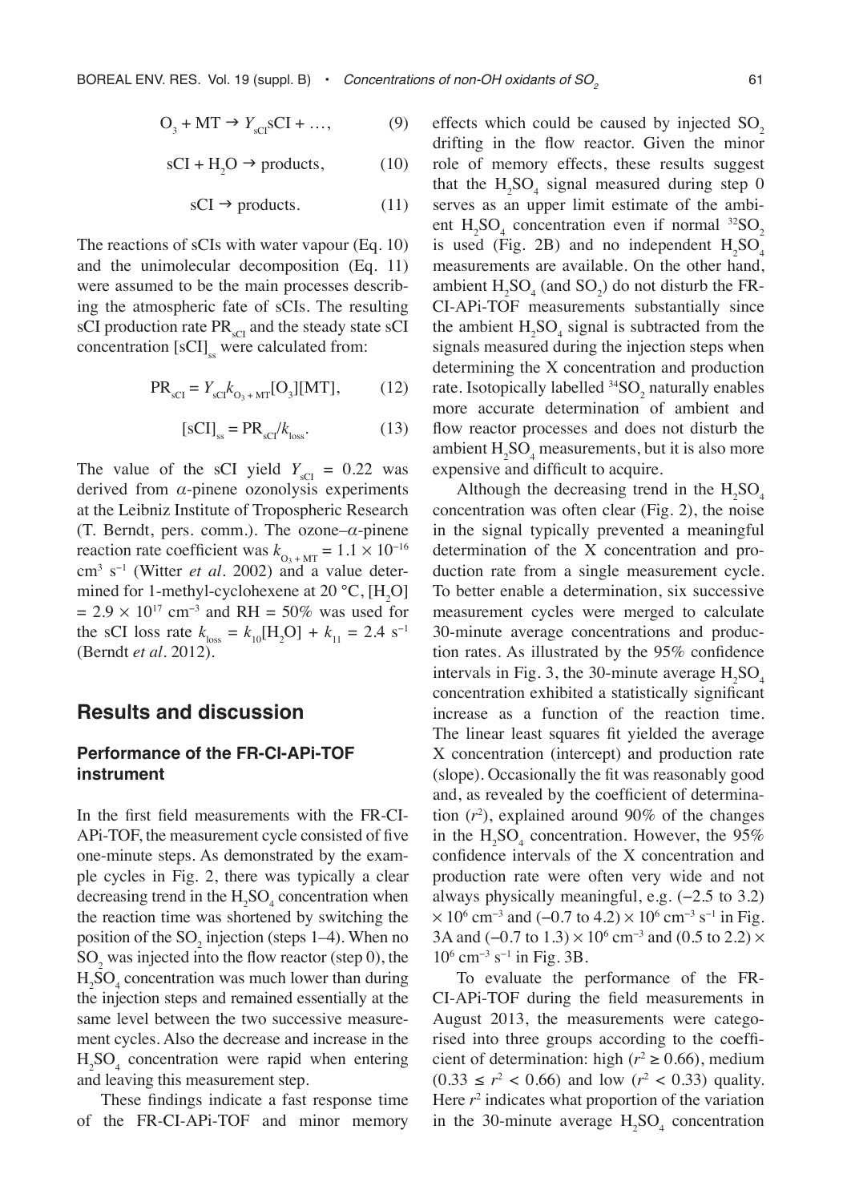$$O_3 + MT \rightarrow Y_{sCI}sCI + \ldots, \quad (9)$$

$$sCI + H_2O \rightarrow \text{products}, \quad (10)$$

$$sCI \rightarrow \text{products}. \quad (11)$$

The reactions of sCIs with water vapour (Eq. 10) and the unimolecular decomposition (Eq. 11) were assumed to be the main processes describing the atmospheric fate of sCIs. The resulting sCI production rate $PR_{sCI}$ and the steady state sCI concentration $[sCI]_{ss}$ were calculated from:

$$PR_{sCI} = Y_{sCI}k_{O_3+MT}[O_3][MT], \quad (12)$$

$$[sCI]_{ss} = PR_{sCI}/k_{loss}. \quad (13)$$

The value of the sCI yield $Y_{sCI} = 0.22$ was derived from $\alpha$-pinene ozonolysis experiments at the Leibniz Institute of Tropospheric Research (T. Berndt, pers. comm.). The ozone–$\alpha$-pinene reaction rate coefficient was $k_{O_3+MT} = 1.1 \times 10^{-16}$ cm$^3$ s$^{-1}$ (Witter *et al.* 2002) and a value determined for 1-methyl-cyclohexene at 20 °C, $[H_2O] = 2.9 \times 10^{17}$ cm$^{-3}$ and RH = 50% was used for the sCI loss rate $k_{loss} = k_{10}[H_2O] + k_{11} = 2.4$ s$^{-1}$ (Berndt *et al.* 2012).

## Results and discussion

### Performance of the FR-CI-APi-TOF instrument

In the first field measurements with the FR-CI-APi-TOF, the measurement cycle consisted of five one-minute steps. As demonstrated by the example cycles in Fig. 2, there was typically a clear decreasing trend in the $H_2SO_4$ concentration when the reaction time was shortened by switching the position of the $SO_2$ injection (steps 1–4). When no $SO_2$ was injected into the flow reactor (step 0), the $H_2SO_4$ concentration was much lower than during the injection steps and remained essentially at the same level between the two successive measurement cycles. Also the decrease and increase in the $H_2SO_4$ concentration were rapid when entering and leaving this measurement step.

These findings indicate a fast response time of the FR-CI-APi-TOF and minor memory effects which could be caused by injected $SO_2$ drifting in the flow reactor. Given the minor role of memory effects, these results suggest that the $H_2SO_4$ signal measured during step 0 serves as an upper limit estimate of the ambient $H_2SO_4$ concentration even if normal $^{32}SO_2$ is used (Fig. 2B) and no independent $H_2SO_4$ measurements are available. On the other hand, ambient $H_2SO_4$ (and $SO_2$) do not disturb the FR-CI-APi-TOF measurements substantially since the ambient $H_2SO_4$ signal is subtracted from the signals measured during the injection steps when determining the X concentration and production rate. Isotopically labelled $^{34}SO_2$ naturally enables more accurate determination of ambient and flow reactor processes and does not disturb the ambient $H_2SO_4$ measurements, but it is also more expensive and difficult to acquire.

Although the decreasing trend in the $H_2SO_4$ concentration was often clear (Fig. 2), the noise in the signal typically prevented a meaningful determination of the X concentration and production rate from a single measurement cycle. To better enable a determination, six successive measurement cycles were merged to calculate 30-minute average concentrations and production rates. As illustrated by the 95% confidence intervals in Fig. 3, the 30-minute average $H_2SO_4$ concentration exhibited a statistically significant increase as a function of the reaction time. The linear least squares fit yielded the average X concentration (intercept) and production rate (slope). Occasionally the fit was reasonably good and, as revealed by the coefficient of determination ($r^2$), explained around 90% of the changes in the $H_2SO_4$ concentration. However, the 95% confidence intervals of the X concentration and production rate were often very wide and not always physically meaningful, e.g. (–2.5 to 3.2) $\times 10^6$ cm$^{-3}$ and (–0.7 to 4.2) $\times 10^6$ cm$^{-3}$ s$^{-1}$ in Fig. 3A and (–0.7 to 1.3) $\times 10^6$ cm$^{-3}$ and (0.5 to 2.2) $\times 10^6$ cm$^{-3}$ s$^{-1}$ in Fig. 3B.

To evaluate the performance of the FR-CI-APi-TOF during the field measurements in August 2013, the measurements were categorised into three groups according to the coefficient of determination: high ($r^2 \geq 0.66$), medium ($0.33 \leq r^2 < 0.66$) and low ($r^2 < 0.33$) quality. Here $r^2$ indicates what proportion of the variation in the 30-minute average $H_2SO_4$ concentration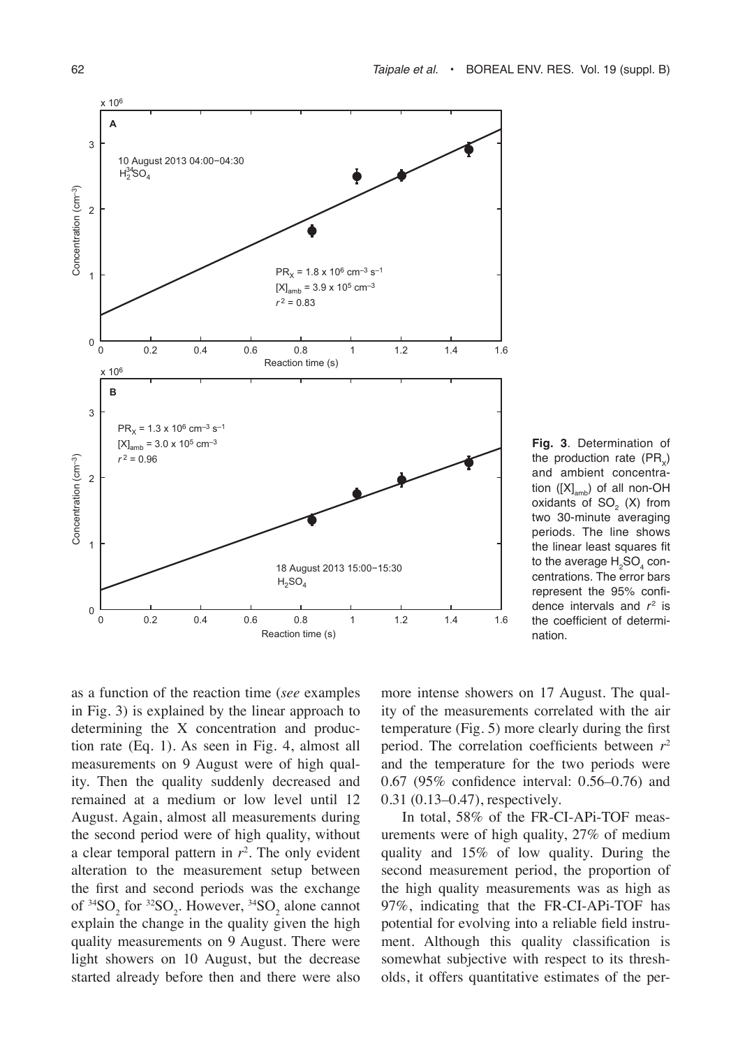**Fig. 3**. Determination of the production rate ($PR_X$) and ambient concentration ($[X]_{amb}$) of all non-OH oxidants of $SO_2$ (X) from two 30-minute averaging periods. The line shows the linear least squares fit to the average $H_2SO_4$ concentrations. The error bars represent the 95% confidence intervals and $r^2$ is the coefficient of determination.

as a function of the reaction time (*see* examples in Fig. 3) is explained by the linear approach to determining the X concentration and production rate (Eq. 1). As seen in Fig. 4, almost all measurements on 9 August were of high quality. Then the quality suddenly decreased and remained at a medium or low level until 12 August. Again, almost all measurements during the second period were of high quality, without a clear temporal pattern in $r^2$. The only evident alteration to the measurement setup between the first and second periods was the exchange of $^{34}SO_2$ for $^{32}SO_2$. However, $^{34}SO_2$ alone cannot explain the change in the quality given the high quality measurements on 9 August. There were light showers on 10 August, but the decrease started already before then and there were also more intense showers on 17 August. The quality of the measurements correlated with the air temperature (Fig. 5) more clearly during the first period. The correlation coefficients between $r^2$ and the temperature for the two periods were 0.67 (95% confidence interval: 0.56–0.76) and 0.31 (0.13–0.47), respectively.

In total, 58% of the FR-CI-APi-TOF measurements were of high quality, 27% of medium quality and 15% of low quality. During the second measurement period, the proportion of the high quality measurements was as high as 97%, indicating that the FR-CI-APi-TOF has potential for evolving into a reliable field instrument. Although this quality classification is somewhat subjective with respect to its thresholds, it offers quantitative estimates of the per-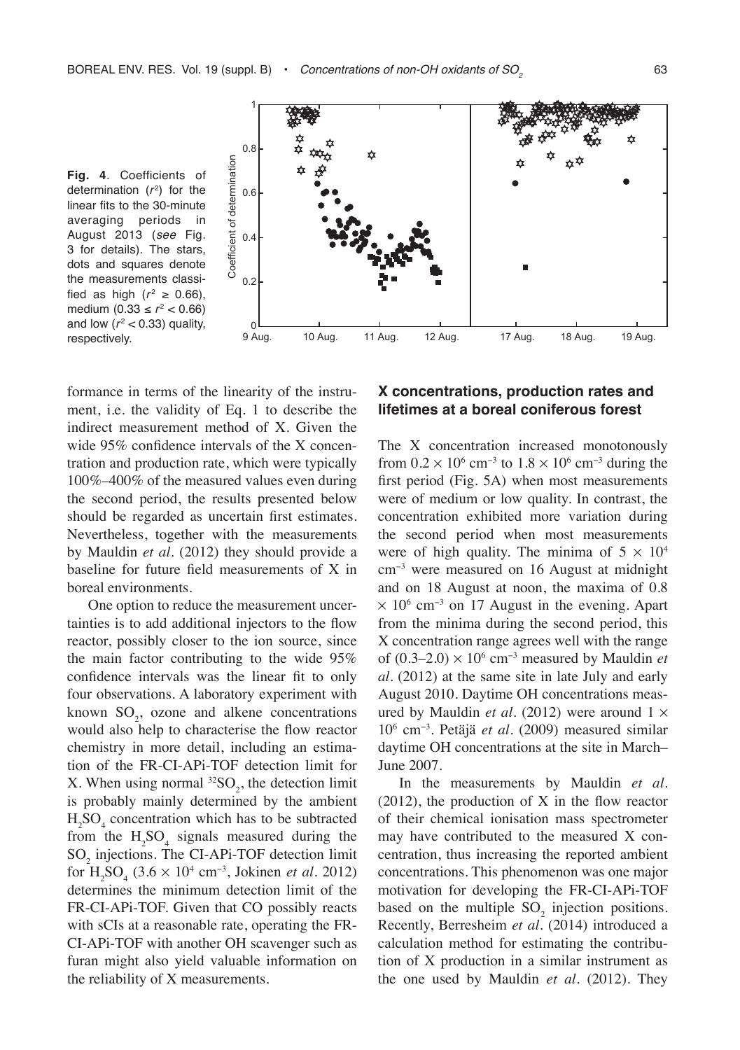**Fig. 4**. Coefficients of determination ($r^2$) for the linear fits to the 30-minute averaging periods in August 2013 (*see* Fig. 3 for details). The stars, dots and squares denote the measurements classified as high ($r^2 \geq 0.66$), medium ($0.33 \leq r^2 < 0.66$) and low ($r^2 < 0.33$) quality, respectively.

formance in terms of the linearity of the instrument, i.e. the validity of Eq. 1 to describe the indirect measurement method of X. Given the wide 95% confidence intervals of the X concentration and production rate, which were typically 100%–400% of the measured values even during the second period, the results presented below should be regarded as uncertain first estimates. Nevertheless, together with the measurements by Mauldin *et al*. (2012) they should provide a baseline for future field measurements of X in boreal environments.

One option to reduce the measurement uncertainties is to add additional injectors to the flow reactor, possibly closer to the ion source, since the main factor contributing to the wide 95% confidence intervals was the linear fit to only four observations. A laboratory experiment with known $SO_2$, ozone and alkene concentrations would also help to characterise the flow reactor chemistry in more detail, including an estimation of the FR-CI-APi-TOF detection limit for X. When using normal $^{32}SO_2$, the detection limit is probably mainly determined by the ambient $H_2SO_4$ concentration which has to be subtracted from the $H_2SO_4$ signals measured during the $SO_2$ injections. The CI-APi-TOF detection limit for $H_2SO_4$ ($3.6 \times 10^4$ cm$^{-3}$, Jokinen *et al*. 2012) determines the minimum detection limit of the FR-CI-APi-TOF. Given that CO possibly reacts with sCIs at a reasonable rate, operating the FR-CI-APi-TOF with another OH scavenger such as furan might also yield valuable information on the reliability of X measurements.

## X concentrations, production rates and lifetimes at a boreal coniferous forest

The X concentration increased monotonously from $0.2 \times 10^6$ cm$^{-3}$ to $1.8 \times 10^6$ cm$^{-3}$ during the first period (Fig. 5A) when most measurements were of medium or low quality. In contrast, the concentration exhibited more variation during the second period when most measurements were of high quality. The minima of $5 \times 10^4$ cm$^{-3}$ were measured on 16 August at midnight and on 18 August at noon, the maxima of $0.8 \times 10^6$ cm$^{-3}$ on 17 August in the evening. Apart from the minima during the second period, this X concentration range agrees well with the range of $(0.3–2.0) \times 10^6$ cm$^{-3}$ measured by Mauldin *et al*. (2012) at the same site in late July and early August 2010. Daytime OH concentrations measured by Mauldin *et al*. (2012) were around $1 \times 10^6$ cm$^{-3}$. Petäjä *et al*. (2009) measured similar daytime OH concentrations at the site in March–June 2007.

In the measurements by Mauldin *et al*. (2012), the production of X in the flow reactor of their chemical ionisation mass spectrometer may have contributed to the measured X concentration, thus increasing the reported ambient concentrations. This phenomenon was one major motivation for developing the FR-CI-APi-TOF based on the multiple $SO_2$ injection positions. Recently, Berresheim *et al*. (2014) introduced a calculation method for estimating the contribution of X production in a similar instrument as the one used by Mauldin *et al*. (2012). They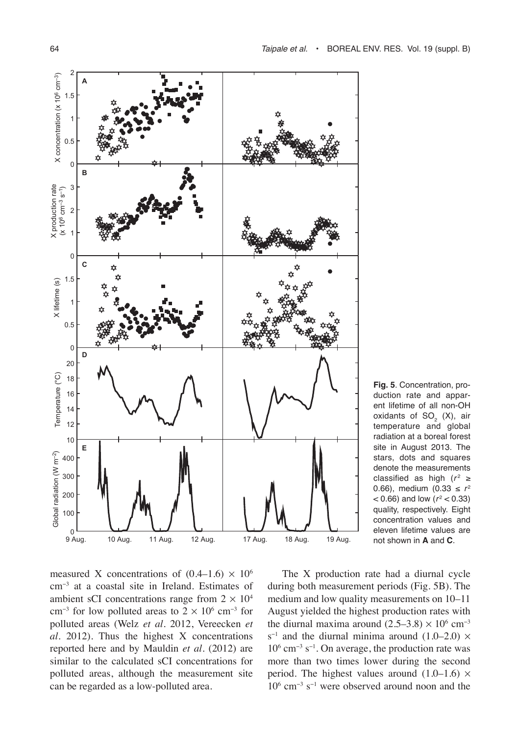**Fig. 5**. Concentration, production rate and apparent lifetime of all non-OH oxidants of $SO_2$ (X), air temperature and global radiation at a boreal forest site in August 2013. The stars, dots and squares denote the measurements classified as high ($r^2 \geq 0.66$), medium ($0.33 \leq r^2 < 0.66$) and low ($r^2 < 0.33$) quality, respectively. Eight concentration values and eleven lifetime values are not shown in **A** and **C**.

measured X concentrations of $(0.4–1.6) \times 10^6$ $cm^{-3}$ at a coastal site in Ireland. Estimates of ambient sCI concentrations range from $2 \times 10^4$ $cm^{-3}$ for low polluted areas to $2 \times 10^6$ $cm^{-3}$ for polluted areas (Welz *et al*. 2012, Vereecken *et al*. 2012). Thus the highest X concentrations reported here and by Mauldin *et al*. (2012) are similar to the calculated sCI concentrations for polluted areas, although the measurement site can be regarded as a low-polluted area.

The X production rate had a diurnal cycle during both measurement periods (Fig. 5B). The medium and low quality measurements on 10–11 August yielded the highest production rates with the diurnal maxima around $(2.5–3.8) \times 10^6$ $cm^{-3}$ $s^{-1}$ and the diurnal minima around $(1.0–2.0) \times$ $10^6$ $cm^{-3}$ $s^{-1}$. On average, the production rate was more than two times lower during the second period. The highest values around $(1.0–1.6) \times$ $10^6$ $cm^{-3}$ $s^{-1}$ were observed around noon and the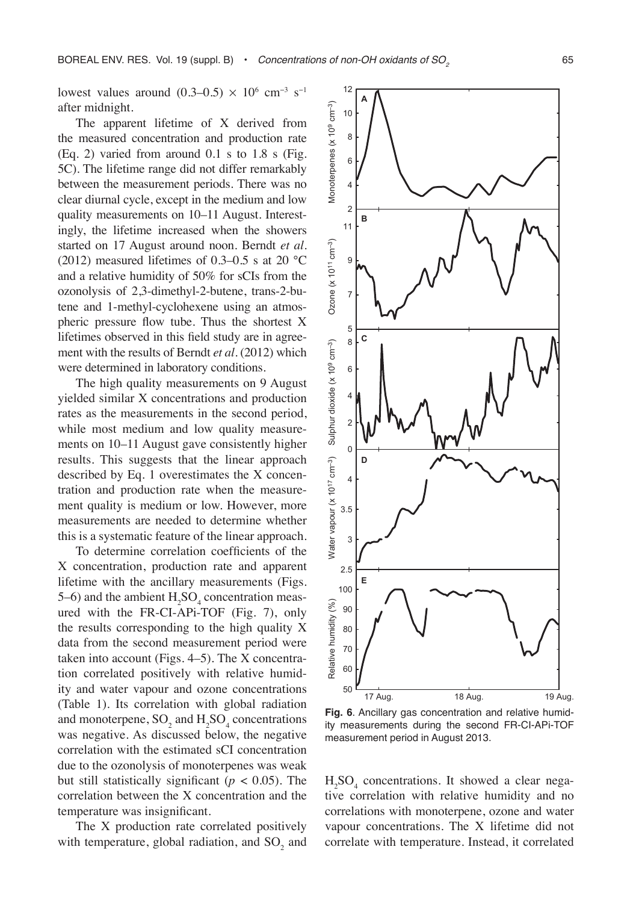lowest values around $(0.3–0.5) \times 10^6$ cm$^{-3}$ s$^{-1}$ after midnight.

The apparent lifetime of X derived from the measured concentration and production rate (Eq. 2) varied from around 0.1 s to 1.8 s (Fig. 5C). The lifetime range did not differ remarkably between the measurement periods. There was no clear diurnal cycle, except in the medium and low quality measurements on 10–11 August. Interestingly, the lifetime increased when the showers started on 17 August around noon. Berndt *et al.* (2012) measured lifetimes of 0.3–0.5 s at 20 °C and a relative humidity of 50% for sCIs from the ozonolysis of 2,3-dimethyl-2-butene, trans-2-butene and 1-methyl-cyclohexene using an atmospheric pressure flow tube. Thus the shortest X lifetimes observed in this field study are in agreement with the results of Berndt *et al.* (2012) which were determined in laboratory conditions.

The high quality measurements on 9 August yielded similar X concentrations and production rates as the measurements in the second period, while most medium and low quality measurements on 10–11 August gave consistently higher results. This suggests that the linear approach described by Eq. 1 overestimates the X concentration and production rate when the measurement quality is medium or low. However, more measurements are needed to determine whether this is a systematic feature of the linear approach.

To determine correlation coefficients of the X concentration, production rate and apparent lifetime with the ancillary measurements (Figs. 5–6) and the ambient $H_2SO_4$ concentration measured with the FR-CI-APi-TOF (Fig. 7), only the results corresponding to the high quality X data from the second measurement period were taken into account (Figs. 4–5). The X concentration correlated positively with relative humidity and water vapour and ozone concentrations (Table 1). Its correlation with global radiation and monoterpene, $SO_2$ and $H_2SO_4$ concentrations was negative. As discussed below, the negative correlation with the estimated sCI concentration due to the ozonolysis of monoterpenes was weak but still statistically significant ($p < 0.05$). The correlation between the X concentration and the temperature was insignificant.

The X production rate correlated positively with temperature, global radiation, and $SO_2$ and $H_2SO_4$ concentrations. It showed a clear negative correlation with relative humidity and no correlations with monoterpene, ozone and water vapour concentrations. The X lifetime did not correlate with temperature. Instead, it correlated

**Fig. 6**. Ancillary gas concentration and relative humidity measurements during the second FR-CI-APi-TOF measurement period in August 2013.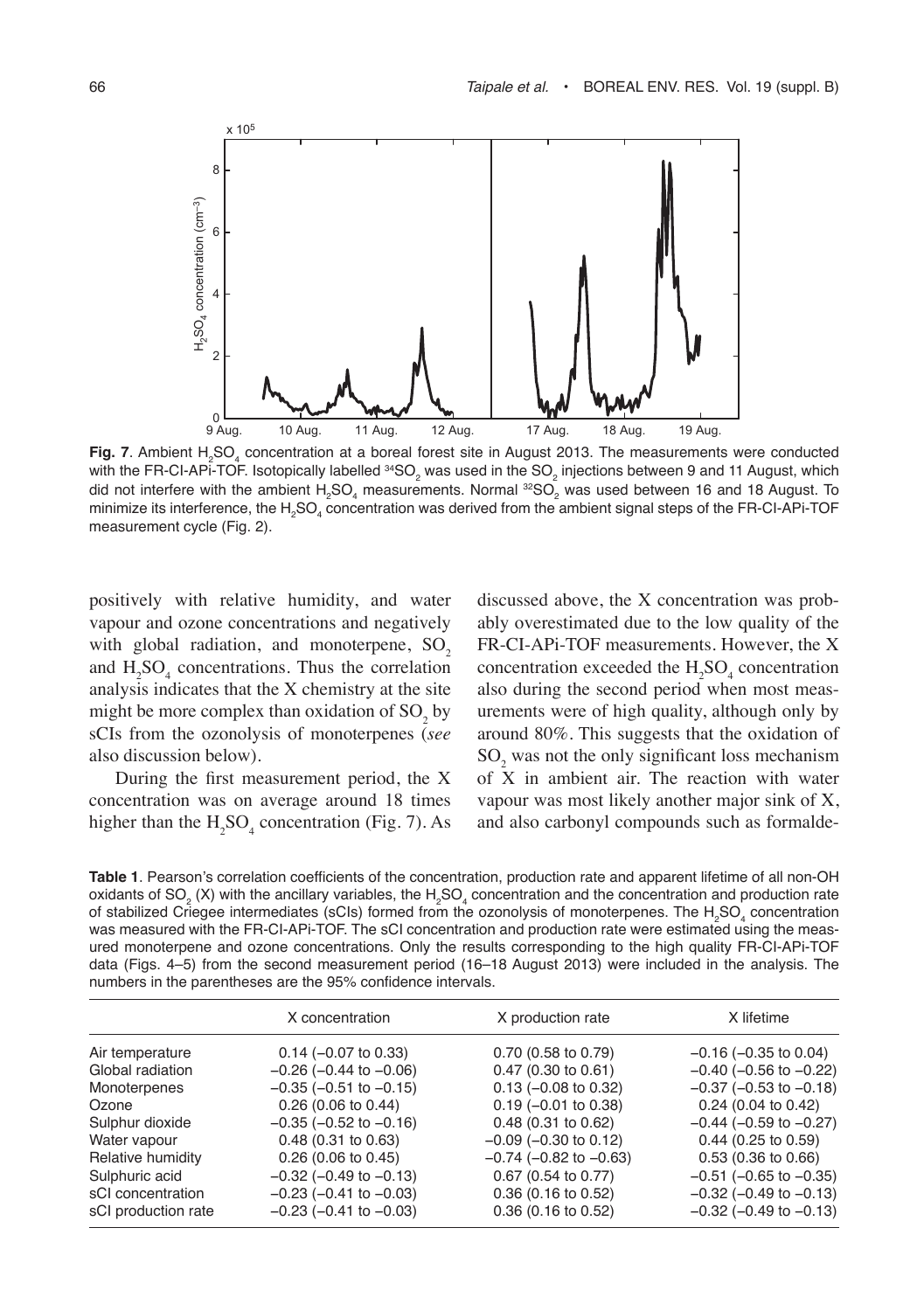**Fig. 7**. Ambient $H_2SO_4$ concentration at a boreal forest site in August 2013. The measurements were conducted with the FR-CI-APi-TOF. Isotopically labelled $^{34}SO_2$ was used in the $SO_2$ injections between 9 and 11 August, which did not interfere with the ambient $H_2SO_4$ measurements. Normal $^{32}SO_2$ was used between 16 and 18 August. To minimize its interference, the $H_2SO_4$ concentration was derived from the ambient signal steps of the FR-CI-APi-TOF measurement cycle (Fig. 2).

positively with relative humidity, and water vapour and ozone concentrations and negatively with global radiation, and monoterpene, $SO_2$ and $H_2SO_4$ concentrations. Thus the correlation analysis indicates that the X chemistry at the site might be more complex than oxidation of $SO_2$ by sCIs from the ozonolysis of monoterpenes (*see* also discussion below).

During the first measurement period, the X concentration was on average around 18 times higher than the $H_2SO_4$ concentration (Fig. 7). As discussed above, the X concentration was probably overestimated due to the low quality of the FR-CI-APi-TOF measurements. However, the X concentration exceeded the $H_2SO_4$ concentration also during the second period when most measurements were of high quality, although only by around 80%. This suggests that the oxidation of $SO_2$ was not the only significant loss mechanism of X in ambient air. The reaction with water vapour was most likely another major sink of X, and also carbonyl compounds such as formalde-

**Table 1**. Pearson's correlation coefficients of the concentration, production rate and apparent lifetime of all non-OH oxidants of $SO_2$ (X) with the ancillary variables, the $H_2SO_4$ concentration and the concentration and production rate of stabilized Criegee intermediates (sCIs) formed from the ozonolysis of monoterpenes. The $H_2SO_4$ concentration was measured with the FR-CI-APi-TOF. The sCI concentration and production rate were estimated using the measured monoterpene and ozone concentrations. Only the results corresponding to the high quality FR-CI-APi-TOF data (Figs. 4–5) from the second measurement period (16–18 August 2013) were included in the analysis. The numbers in the parentheses are the 95% confidence intervals.

| | X concentration | X production rate | X lifetime |
|---|---|---|---|
| Air temperature | 0.14 (–0.07 to 0.33) | 0.70 (0.58 to 0.79) | –0.16 (–0.35 to 0.04) |
| Global radiation | –0.26 (–0.44 to –0.06) | 0.47 (0.30 to 0.61) | –0.40 (–0.56 to –0.22) |
| Monoterpenes | –0.35 (–0.51 to –0.15) | 0.13 (–0.08 to 0.32) | –0.37 (–0.53 to –0.18) |
| Ozone | 0.26 (0.06 to 0.44) | 0.19 (–0.01 to 0.38) | 0.24 (0.04 to 0.42) |
| Sulphur dioxide | –0.35 (–0.52 to –0.16) | 0.48 (0.31 to 0.62) | –0.44 (–0.59 to –0.27) |
| Water vapour | 0.48 (0.31 to 0.63) | –0.09 (–0.30 to 0.12) | 0.44 (0.25 to 0.59) |
| Relative humidity | 0.26 (0.06 to 0.45) | –0.74 (–0.82 to –0.63) | 0.53 (0.36 to 0.66) |
| Sulphuric acid | –0.32 (–0.49 to –0.13) | 0.67 (0.54 to 0.77) | –0.51 (–0.65 to –0.35) |
| sCI concentration | –0.23 (–0.41 to –0.03) | 0.36 (0.16 to 0.52) | –0.32 (–0.49 to –0.13) |
| sCI production rate | –0.23 (–0.41 to –0.03) | 0.36 (0.16 to 0.52) | –0.32 (–0.49 to –0.13) |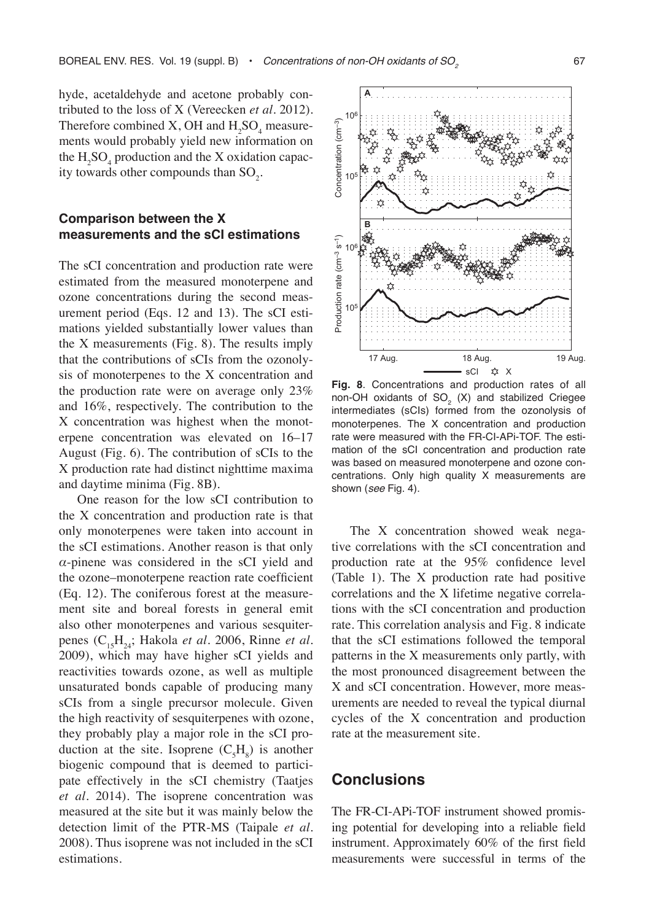hyde, acetaldehyde and acetone probably contributed to the loss of X (Vereecken *et al*. 2012). Therefore combined X, OH and $H_2SO_4$ measurements would probably yield new information on the $H_2SO_4$ production and the X oxidation capacity towards other compounds than $SO_2$.

### Comparison between the X measurements and the sCI estimations

The sCI concentration and production rate were estimated from the measured monoterpene and ozone concentrations during the second measurement period (Eqs. 12 and 13). The sCI estimations yielded substantially lower values than the X measurements (Fig. 8). The results imply that the contributions of sCIs from the ozonolysis of monoterpenes to the X concentration and the production rate were on average only 23% and 16%, respectively. The contribution to the X concentration was highest when the monoterpene concentration was elevated on 16–17 August (Fig. 6). The contribution of sCIs to the X production rate had distinct nighttime maxima and daytime minima (Fig. 8B).

One reason for the low sCI contribution to the X concentration and production rate is that only monoterpenes were taken into account in the sCI estimations. Another reason is that only $\alpha$-pinene was considered in the sCI yield and the ozone–monoterpene reaction rate coefficient (Eq. 12). The coniferous forest at the measurement site and boreal forests in general emit also other monoterpenes and various sesquiterpenes ($C_{15}H_{24}$; Hakola *et al*. 2006, Rinne *et al*. 2009), which may have higher sCI yields and reactivities towards ozone, as well as multiple unsaturated bonds capable of producing many sCIs from a single precursor molecule. Given the high reactivity of sesquiterpenes with ozone, they probably play a major role in the sCI production at the site. Isoprene ($C_5H_8$) is another biogenic compound that is deemed to participate effectively in the sCI chemistry (Taatjes *et al*. 2014). The isoprene concentration was measured at the site but it was mainly below the detection limit of the PTR-MS (Taipale *et al*. 2008). Thus isoprene was not included in the sCI estimations.

**Fig. 8**. Concentrations and production rates of all non-OH oxidants of $SO_2$ (X) and stabilized Criegee intermediates (sCIs) formed from the ozonolysis of monoterpenes. The X concentration and production rate were measured with the FR-CI-APi-TOF. The estimation of the sCI concentration and production rate was based on measured monoterpene and ozone concentrations. Only high quality X measurements are shown (*see* Fig. 4).

The X concentration showed weak negative correlations with the sCI concentration and production rate at the 95% confidence level (Table 1). The X production rate had positive correlations and the X lifetime negative correlations with the sCI concentration and production rate. This correlation analysis and Fig. 8 indicate that the sCI estimations followed the temporal patterns in the X measurements only partly, with the most pronounced disagreement between the X and sCI concentration. However, more measurements are needed to reveal the typical diurnal cycles of the X concentration and production rate at the measurement site.

## Conclusions

The FR-CI-APi-TOF instrument showed promising potential for developing into a reliable field instrument. Approximately 60% of the first field measurements were successful in terms of the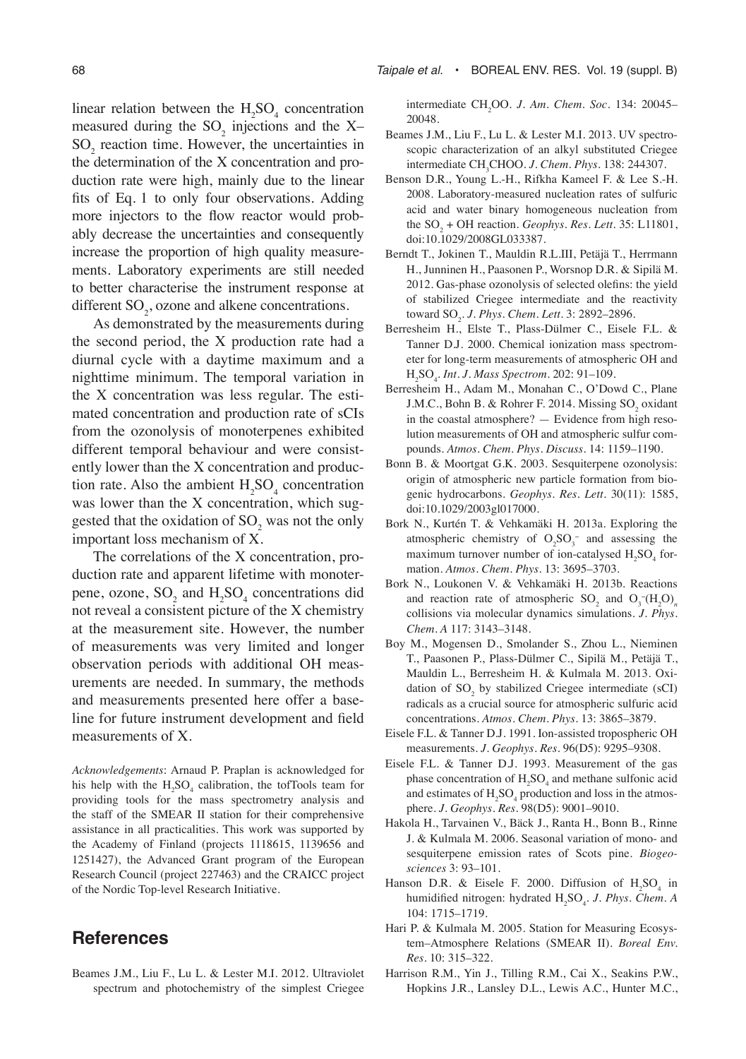linear relation between the $H_2SO_4$ concentration measured during the $SO_2$ injections and the X–$SO_2$ reaction time. However, the uncertainties in the determination of the X concentration and production rate were high, mainly due to the linear fits of Eq. 1 to only four observations. Adding more injectors to the flow reactor would probably decrease the uncertainties and consequently increase the proportion of high quality measurements. Laboratory experiments are still needed to better characterise the instrument response at different $SO_2$, ozone and alkene concentrations.

As demonstrated by the measurements during the second period, the X production rate had a diurnal cycle with a daytime maximum and a nighttime minimum. The temporal variation in the X concentration was less regular. The estimated concentration and production rate of sCIs from the ozonolysis of monoterpenes exhibited different temporal behaviour and were consistently lower than the X concentration and production rate. Also the ambient $H_2SO_4$ concentration was lower than the X concentration, which suggested that the oxidation of $SO_2$ was not the only important loss mechanism of X.

The correlations of the X concentration, production rate and apparent lifetime with monoterpene, ozone, $SO_2$ and $H_2SO_4$ concentrations did not reveal a consistent picture of the X chemistry at the measurement site. However, the number of measurements was very limited and longer observation periods with additional OH measurements are needed. In summary, the methods and measurements presented here offer a baseline for future instrument development and field measurements of X.

*Acknowledgements*: Arnaud P. Praplan is acknowledged for his help with the $H_2SO_4$ calibration, the tofTools team for providing tools for the mass spectrometry analysis and the staff of the SMEAR II station for their comprehensive assistance in all practicalities. This work was supported by the Academy of Finland (projects 1118615, 1139656 and 1251427), the Advanced Grant program of the European Research Council (project 227463) and the CRAICC project of the Nordic Top-level Research Initiative.

## References

Beames J.M., Liu F., Lu L. & Lester M.I. 2012. Ultraviolet spectrum and photochemistry of the simplest Criegee intermediate $CH_2OO$. *J. Am. Chem. Soc.* 134: 20045–20048.

Beames J.M., Liu F., Lu L. & Lester M.I. 2013. UV spectroscopic characterization of an alkyl substituted Criegee intermediate $CH_3CHOO$. *J. Chem. Phys.* 138: 244307.

Benson D.R., Young L.-H., Rifkha Kameel F. & Lee S.-H. 2008. Laboratory-measured nucleation rates of sulfuric acid and water binary homogeneous nucleation from the $SO_2$ + OH reaction. *Geophys. Res. Lett.* 35: L11801, doi:10.1029/2008GL033387.

Berndt T., Jokinen T., Mauldin R.L.III, Petäjä T., Herrmann H., Junninen H., Paasonen P., Worsnop D.R. & Sipilä M. 2012. Gas-phase ozonolysis of selected olefins: the yield of stabilized Criegee intermediate and the reactivity toward $SO_2$. *J. Phys. Chem. Lett.* 3: 2892–2896.

Berresheim H., Elste T., Plass-Dülmer C., Eisele F.L. & Tanner D.J. 2000. Chemical ionization mass spectrometer for long-term measurements of atmospheric OH and $H_2SO_4$. *Int. J. Mass Spectrom.* 202: 91–109.

Berresheim H., Adam M., Monahan C., O'Dowd C., Plane J.M.C., Bohn B. & Rohrer F. 2014. Missing $SO_2$ oxidant in the coastal atmosphere? — Evidence from high resolution measurements of OH and atmospheric sulfur compounds. *Atmos. Chem. Phys. Discuss.* 14: 1159–1190.

Bonn B. & Moortgat G.K. 2003. Sesquiterpene ozonolysis: origin of atmospheric new particle formation from biogenic hydrocarbons. *Geophys. Res. Lett.* 30(11): 1585, doi:10.1029/2003gl017000.

Bork N., Kurtén T. & Vehkamäki H. 2013a. Exploring the atmospheric chemistry of $O_2SO_3^-$ and assessing the maximum turnover number of ion-catalysed $H_2SO_4$ formation. *Atmos. Chem. Phys.* 13: 3695–3703.

Bork N., Loukonen V. & Vehkamäki H. 2013b. Reactions and reaction rate of atmospheric $SO_2$ and $O_3^-(H_2O)_n$ collisions via molecular dynamics simulations. *J. Phys. Chem. A* 117: 3143–3148.

Boy M., Mogensen D., Smolander S., Zhou L., Nieminen T., Paasonen P., Plass-Dülmer C., Sipilä M., Petäjä T., Mauldin L., Berresheim H. & Kulmala M. 2013. Oxidation of $SO_2$ by stabilized Criegee intermediate (sCI) radicals as a crucial source for atmospheric sulfuric acid concentrations. *Atmos. Chem. Phys.* 13: 3865–3879.

Eisele F.L. & Tanner D.J. 1991. Ion-assisted tropospheric OH measurements. *J. Geophys. Res.* 96(D5): 9295–9308.

Eisele F.L. & Tanner D.J. 1993. Measurement of the gas phase concentration of $H_2SO_4$ and methane sulfonic acid and estimates of $H_2SO_4$ production and loss in the atmosphere. *J. Geophys. Res.* 98(D5): 9001–9010.

Hakola H., Tarvainen V., Bäck J., Ranta H., Bonn B., Rinne J. & Kulmala M. 2006. Seasonal variation of mono- and sesquiterpene emission rates of Scots pine. *Biogeosciences* 3: 93–101.

Hanson D.R. & Eisele F. 2000. Diffusion of $H_2SO_4$ in humidified nitrogen: hydrated $H_2SO_4$. *J. Phys. Chem. A* 104: 1715–1719.

Hari P. & Kulmala M. 2005. Station for Measuring Ecosystem–Atmosphere Relations (SMEAR II). *Boreal Env. Res.* 10: 315–322.

Harrison R.M., Yin J., Tilling R.M., Cai X., Seakins P.W., Hopkins J.R., Lansley D.L., Lewis A.C., Hunter M.C.,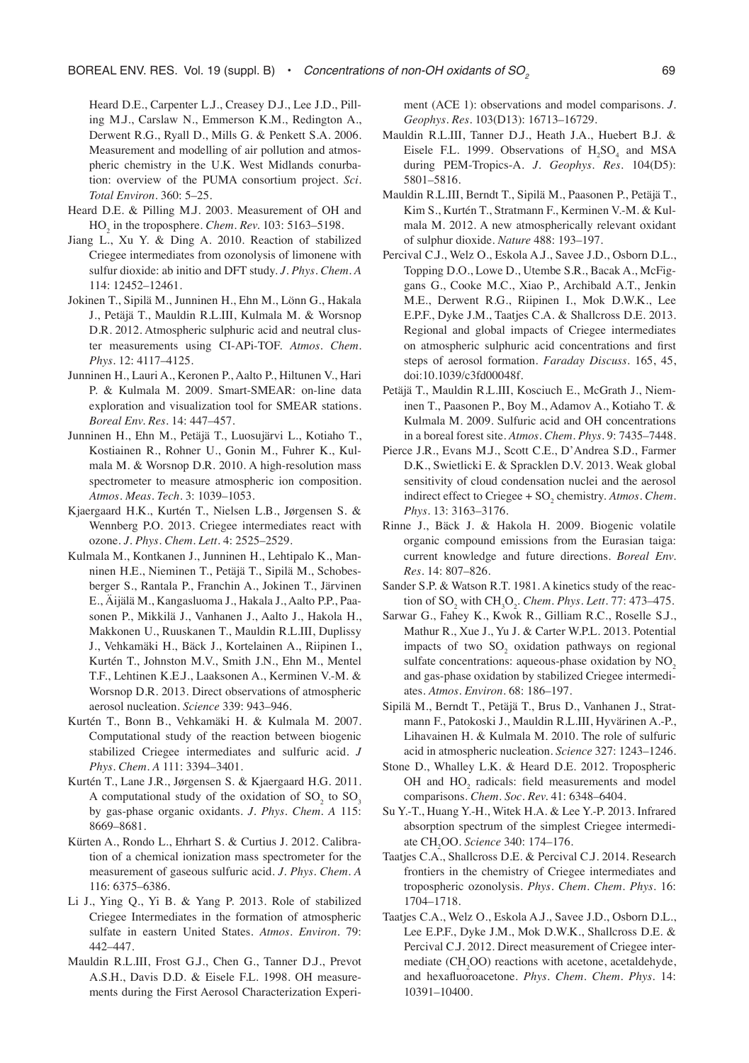Heard D.E., Carpenter L.J., Creasey D.J., Lee J.D., Pilling M.J., Carslaw N., Emmerson K.M., Redington A., Derwent R.G., Ryall D., Mills G. & Penkett S.A. 2006. Measurement and modelling of air pollution and atmospheric chemistry in the U.K. West Midlands conurbation: overview of the PUMA consortium project. *Sci. Total Environ.* 360: 5–25.

Heard D.E. & Pilling M.J. 2003. Measurement of OH and $HO_2$ in the troposphere. *Chem. Rev.* 103: 5163–5198.

Jiang L., Xu Y. & Ding A. 2010. Reaction of stabilized Criegee intermediates from ozonolysis of limonene with sulfur dioxide: ab initio and DFT study. *J. Phys. Chem. A* 114: 12452–12461.

Jokinen T., Sipilä M., Junninen H., Ehn M., Lönn G., Hakala J., Petäjä T., Mauldin R.L.III, Kulmala M. & Worsnop D.R. 2012. Atmospheric sulphuric acid and neutral cluster measurements using CI-APi-TOF. *Atmos. Chem. Phys.* 12: 4117–4125.

Junninen H., Lauri A., Keronen P., Aalto P., Hiltunen V., Hari P. & Kulmala M. 2009. Smart-SMEAR: on-line data exploration and visualization tool for SMEAR stations. *Boreal Env. Res.* 14: 447–457.

Junninen H., Ehn M., Petäjä T., Luosujärvi L., Kotiaho T., Kostiainen R., Rohner U., Gonin M., Fuhrer K., Kulmala M. & Worsnop D.R. 2010. A high-resolution mass spectrometer to measure atmospheric ion composition. *Atmos. Meas. Tech.* 3: 1039–1053.

Kjaergaard H.K., Kurtén T., Nielsen L.B., Jørgensen S. & Wennberg P.O. 2013. Criegee intermediates react with ozone. *J. Phys. Chem. Lett.* 4: 2525–2529.

Kulmala M., Kontkanen J., Junninen H., Lehtipalo K., Manninen H.E., Nieminen T., Petäjä T., Sipilä M., Schobesberger S., Rantala P., Franchin A., Jokinen T., Järvinen E., Äijälä M., Kangasluoma J., Hakala J., Aalto P.P., Paasonen P., Mikkilä J., Vanhanen J., Aalto J., Hakola H., Makkonen U., Ruuskanen T., Mauldin R.L.III, Duplissy J., Vehkamäki H., Bäck J., Kortelainen A., Riipinen I., Kurtén T., Johnston M.V., Smith J.N., Ehn M., Mentel T.F., Lehtinen K.E.J., Laaksonen A., Kerminen V.-M. & Worsnop D.R. 2013. Direct observations of atmospheric aerosol nucleation. *Science* 339: 943–946.

Kurtén T., Bonn B., Vehkamäki H. & Kulmala M. 2007. Computational study of the reaction between biogenic stabilized Criegee intermediates and sulfuric acid. *J Phys. Chem. A* 111: 3394–3401.

Kurtén T., Lane J.R., Jørgensen S. & Kjaergaard H.G. 2011. A computational study of the oxidation of $SO_2$ to $SO_3$ by gas-phase organic oxidants. *J. Phys. Chem. A* 115: 8669–8681.

Kürten A., Rondo L., Ehrhart S. & Curtius J. 2012. Calibration of a chemical ionization mass spectrometer for the measurement of gaseous sulfuric acid. *J. Phys. Chem. A* 116: 6375–6386.

Li J., Ying Q., Yi B. & Yang P. 2013. Role of stabilized Criegee Intermediates in the formation of atmospheric sulfate in eastern United States. *Atmos. Environ.* 79: 442–447.

Mauldin R.L.III, Frost G.J., Chen G., Tanner D.J., Prevot A.S.H., Davis D.D. & Eisele F.L. 1998. OH measurements during the First Aerosol Characterization Experiment (ACE 1): observations and model comparisons. *J. Geophys. Res.* 103(D13): 16713–16729.

Mauldin R.L.III, Tanner D.J., Heath J.A., Huebert B.J. & Eisele F.L. 1999. Observations of $H_2SO_4$ and MSA during PEM-Tropics-A. *J. Geophys. Res.* 104(D5): 5801–5816.

Mauldin R.L.III, Berndt T., Sipilä M., Paasonen P., Petäjä T., Kim S., Kurtén T., Stratmann F., Kerminen V.-M. & Kulmala M. 2012. A new atmospherically relevant oxidant of sulphur dioxide. *Nature* 488: 193–197.

Percival C.J., Welz O., Eskola A.J., Savee J.D., Osborn D.L., Topping D.O., Lowe D., Utembe S.R., Bacak A., McFiggans G., Cooke M.C., Xiao P., Archibald A.T., Jenkin M.E., Derwent R.G., Riipinen I., Mok D.W.K., Lee E.P.F., Dyke J.M., Taatjes C.A. & Shallcross D.E. 2013. Regional and global impacts of Criegee intermediates on atmospheric sulphuric acid concentrations and first steps of aerosol formation. *Faraday Discuss.* 165, 45, doi:10.1039/c3fd00048f.

Petäjä T., Mauldin R.L.III, Kosciuch E., McGrath J., Nieminen T., Paasonen P., Boy M., Adamov A., Kotiaho T. & Kulmala M. 2009. Sulfuric acid and OH concentrations in a boreal forest site. *Atmos. Chem. Phys.* 9: 7435–7448.

Pierce J.R., Evans M.J., Scott C.E., D'Andrea S.D., Farmer D.K., Swietlicki E. & Spracklen D.V. 2013. Weak global sensitivity of cloud condensation nuclei and the aerosol indirect effect to Criegee + $SO_2$ chemistry. *Atmos. Chem. Phys.* 13: 3163–3176.

Rinne J., Bäck J. & Hakola H. 2009. Biogenic volatile organic compound emissions from the Eurasian taiga: current knowledge and future directions. *Boreal Env. Res.* 14: 807–826.

Sander S.P. & Watson R.T. 1981. A kinetics study of the reaction of $SO_2$ with $CH_3O_2$. *Chem. Phys. Lett.* 77: 473–475.

Sarwar G., Fahey K., Kwok R., Gilliam R.C., Roselle S.J., Mathur R., Xue J., Yu J. & Carter W.P.L. 2013. Potential impacts of two $SO_2$ oxidation pathways on regional sulfate concentrations: aqueous-phase oxidation by $NO_2$ and gas-phase oxidation by stabilized Criegee intermediates. *Atmos. Environ.* 68: 186–197.

Sipilä M., Berndt T., Petäjä T., Brus D., Vanhanen J., Stratmann F., Patokoski J., Mauldin R.L.III, Hyvärinen A.-P., Lihavainen H. & Kulmala M. 2010. The role of sulfuric acid in atmospheric nucleation. *Science* 327: 1243–1246.

Stone D., Whalley L.K. & Heard D.E. 2012. Tropospheric OH and $HO_2$ radicals: field measurements and model comparisons. *Chem. Soc. Rev.* 41: 6348–6404.

Su Y.-T., Huang Y.-H., Witek H.A. & Lee Y.-P. 2013. Infrared absorption spectrum of the simplest Criegee intermediate $CH_2OO$. *Science* 340: 174–176.

Taatjes C.A., Shallcross D.E. & Percival C.J. 2014. Research frontiers in the chemistry of Criegee intermediates and tropospheric ozonolysis. *Phys. Chem. Chem. Phys.* 16: 1704–1718.

Taatjes C.A., Welz O., Eskola A.J., Savee J.D., Osborn D.L., Lee E.P.F., Dyke J.M., Mok D.W.K., Shallcross D.E. & Percival C.J. 2012. Direct measurement of Criegee intermediate ($CH_2OO$) reactions with acetone, acetaldehyde, and hexafluoroacetone. *Phys. Chem. Chem. Phys.* 14: 10391–10400.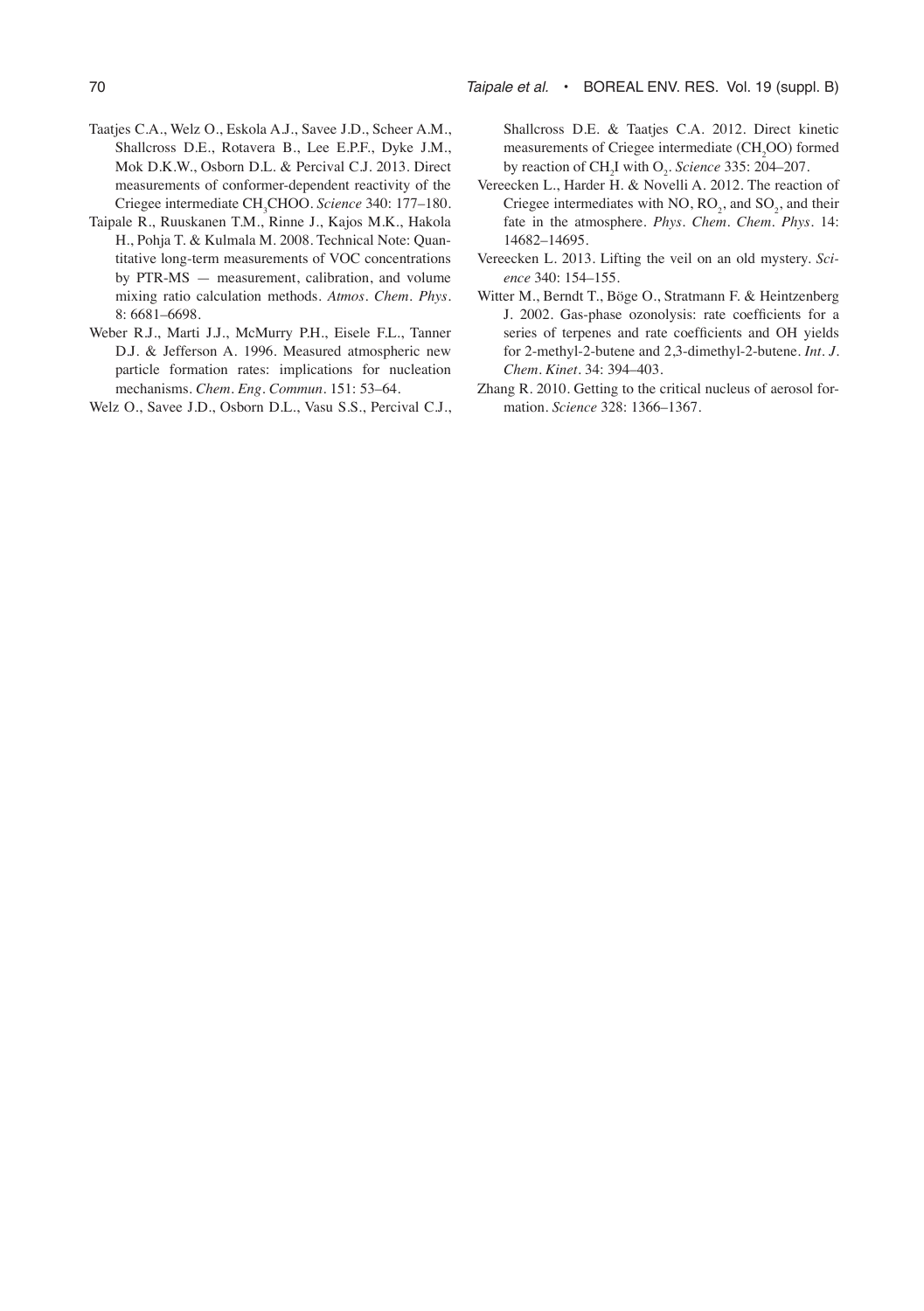Taatjes C.A., Welz O., Eskola A.J., Savee J.D., Scheer A.M., Shallcross D.E., Rotavera B., Lee E.P.F., Dyke J.M., Mok D.K.W., Osborn D.L. & Percival C.J. 2013. Direct measurements of conformer-dependent reactivity of the Criegee intermediate $CH_3CHOO$. *Science* 340: 177–180.

Taipale R., Ruuskanen T.M., Rinne J., Kajos M.K., Hakola H., Pohja T. & Kulmala M. 2008. Technical Note: Quantitative long-term measurements of VOC concentrations by PTR-MS — measurement, calibration, and volume mixing ratio calculation methods. *Atmos. Chem. Phys.* 8: 6681–6698.

Weber R.J., Marti J.J., McMurry P.H., Eisele F.L., Tanner D.J. & Jefferson A. 1996. Measured atmospheric new particle formation rates: implications for nucleation mechanisms. *Chem. Eng. Commun.* 151: 53–64.

Welz O., Savee J.D., Osborn D.L., Vasu S.S., Percival C.J., Shallcross D.E. & Taatjes C.A. 2012. Direct kinetic measurements of Criegee intermediate ($CH_2OO$) formed by reaction of $CH_2I$ with $O_2$. *Science* 335: 204–207.

Vereecken L., Harder H. & Novelli A. 2012. The reaction of Criegee intermediates with NO, $RO_2$, and $SO_2$, and their fate in the atmosphere. *Phys. Chem. Chem. Phys.* 14: 14682–14695.

Vereecken L. 2013. Lifting the veil on an old mystery. *Science* 340: 154–155.

Witter M., Berndt T., Böge O., Stratmann F. & Heintzenberg J. 2002. Gas-phase ozonolysis: rate coefficients for a series of terpenes and rate coefficients and OH yields for 2-methyl-2-butene and 2,3-dimethyl-2-butene. *Int. J. Chem. Kinet.* 34: 394–403.

Zhang R. 2010. Getting to the critical nucleus of aerosol formation. *Science* 328: 1366–1367.